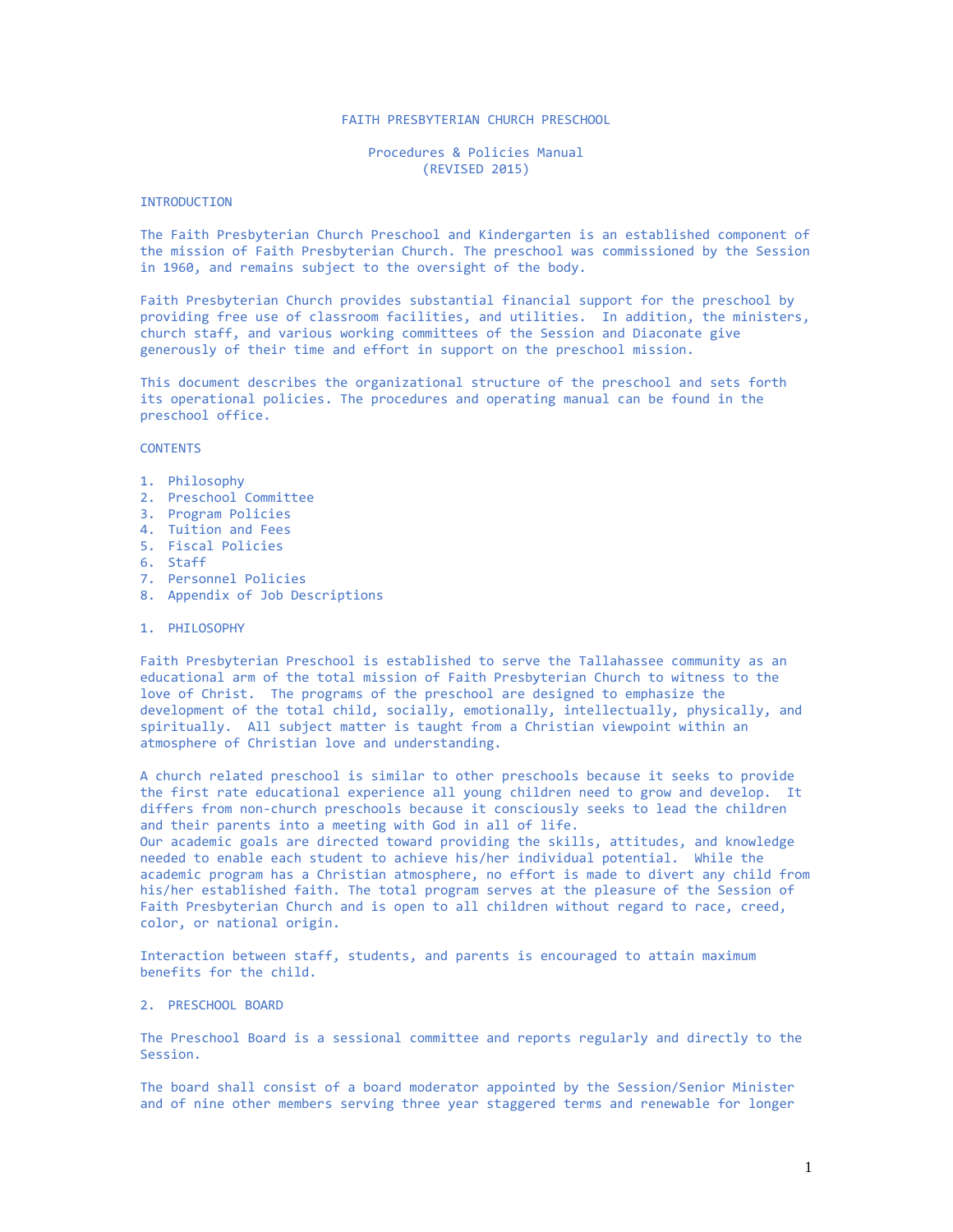# FAITH PRESBYTERIAN CHURCH PRESCHOOL

## Procedures & Policies Manual
(REVISED 2015)

## INTRODUCTION

The Faith Presbyterian Church Preschool and Kindergarten is an established component of the mission of Faith Presbyterian Church. The preschool was commissioned by the Session in 1960, and remains subject to the oversight of the body.

Faith Presbyterian Church provides substantial financial support for the preschool by providing free use of classroom facilities, and utilities. In addition, the ministers, church staff, and various working committees of the Session and Diaconate give generously of their time and effort in support on the preschool mission.

This document describes the organizational structure of the preschool and sets forth its operational policies. The procedures and operating manual can be found in the preschool office.

## CONTENTS

1. Philosophy
2. Preschool Committee
3. Program Policies
4. Tuition and Fees
5. Fiscal Policies
6. Staff
7. Personnel Policies
8. Appendix of Job Descriptions

## 1. PHILOSOPHY

Faith Presbyterian Preschool is established to serve the Tallahassee community as an educational arm of the total mission of Faith Presbyterian Church to witness to the love of Christ. The programs of the preschool are designed to emphasize the development of the total child, socially, emotionally, intellectually, physically, and spiritually. All subject matter is taught from a Christian viewpoint within an atmosphere of Christian love and understanding.

A church related preschool is similar to other preschools because it seeks to provide the first rate educational experience all young children need to grow and develop. It differs from non-church preschools because it consciously seeks to lead the children and their parents into a meeting with God in all of life.
Our academic goals are directed toward providing the skills, attitudes, and knowledge needed to enable each student to achieve his/her individual potential. While the academic program has a Christian atmosphere, no effort is made to divert any child from his/her established faith. The total program serves at the pleasure of the Session of Faith Presbyterian Church and is open to all children without regard to race, creed, color, or national origin.

Interaction between staff, students, and parents is encouraged to attain maximum benefits for the child.

## 2. PRESCHOOL BOARD

The Preschool Board is a sessional committee and reports regularly and directly to the Session.

The board shall consist of a board moderator appointed by the Session/Senior Minister and of nine other members serving three year staggered terms and renewable for longer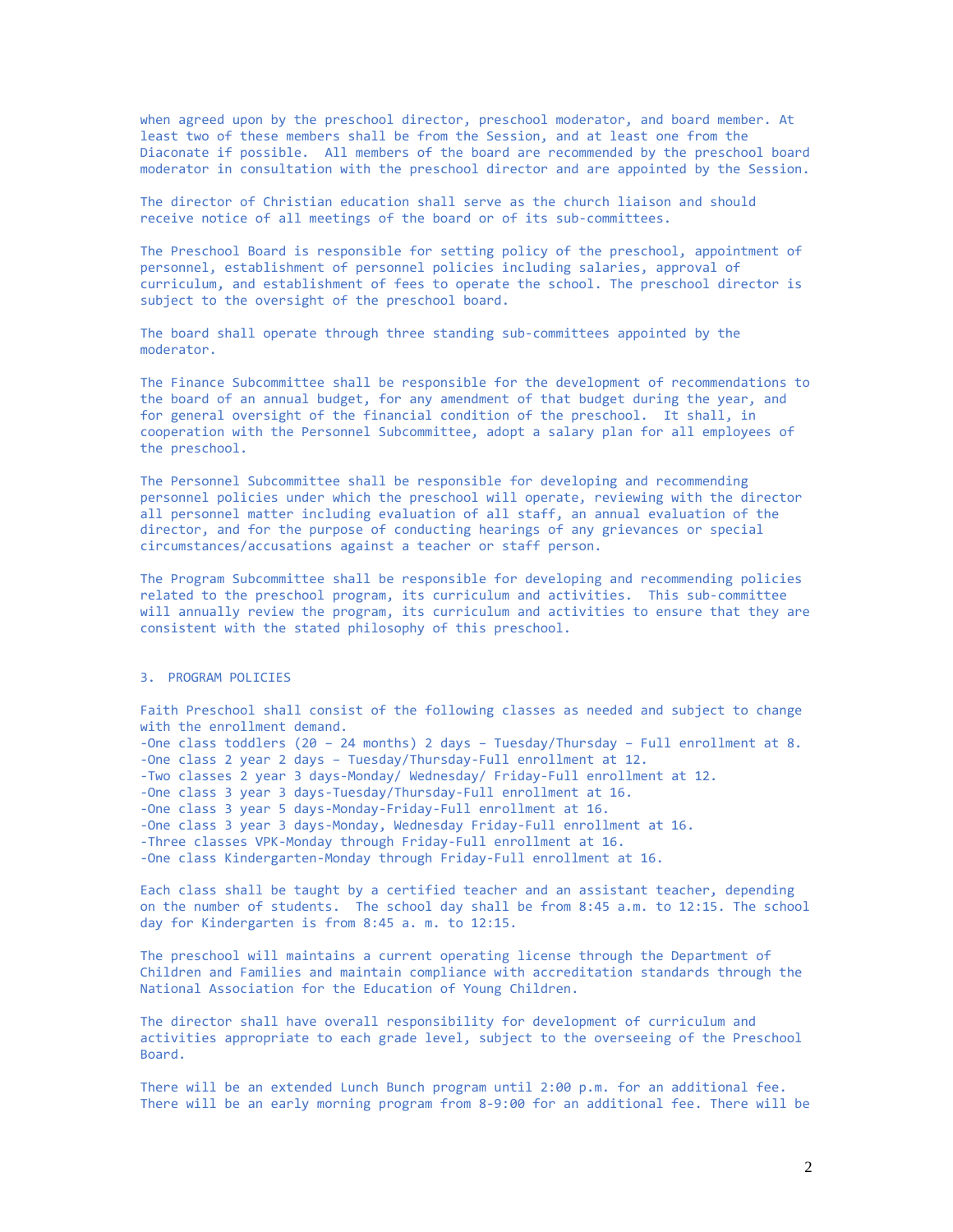when agreed upon by the preschool director, preschool moderator, and board member. At least two of these members shall be from the Session, and at least one from the Diaconate if possible. All members of the board are recommended by the preschool board moderator in consultation with the preschool director and are appointed by the Session.

The director of Christian education shall serve as the church liaison and should receive notice of all meetings of the board or of its sub-committees.

The Preschool Board is responsible for setting policy of the preschool, appointment of personnel, establishment of personnel policies including salaries, approval of curriculum, and establishment of fees to operate the school. The preschool director is subject to the oversight of the preschool board.

The board shall operate through three standing sub-committees appointed by the moderator.

The Finance Subcommittee shall be responsible for the development of recommendations to the board of an annual budget, for any amendment of that budget during the year, and for general oversight of the financial condition of the preschool. It shall, in cooperation with the Personnel Subcommittee, adopt a salary plan for all employees of the preschool.

The Personnel Subcommittee shall be responsible for developing and recommending personnel policies under which the preschool will operate, reviewing with the director all personnel matter including evaluation of all staff, an annual evaluation of the director, and for the purpose of conducting hearings of any grievances or special circumstances/accusations against a teacher or staff person.

The Program Subcommittee shall be responsible for developing and recommending policies related to the preschool program, its curriculum and activities. This sub-committee will annually review the program, its curriculum and activities to ensure that they are consistent with the stated philosophy of this preschool.

## 3. PROGRAM POLICIES

Faith Preschool shall consist of the following classes as needed and subject to change with the enrollment demand.

- One class toddlers (20 – 24 months) 2 days – Tuesday/Thursday – Full enrollment at 8.
- One class 2 year 2 days – Tuesday/Thursday-Full enrollment at 12.
- Two classes 2 year 3 days-Monday/ Wednesday/ Friday-Full enrollment at 12.
- One class 3 year 3 days-Tuesday/Thursday-Full enrollment at 16.
- One class 3 year 5 days-Monday-Friday-Full enrollment at 16.
- One class 3 year 3 days-Monday, Wednesday Friday-Full enrollment at 16.
- Three classes VPK-Monday through Friday-Full enrollment at 16.
- One class Kindergarten-Monday through Friday-Full enrollment at 16.

Each class shall be taught by a certified teacher and an assistant teacher, depending on the number of students. The school day shall be from 8:45 a.m. to 12:15. The school day for Kindergarten is from 8:45 a. m. to 12:15.

The preschool will maintains a current operating license through the Department of Children and Families and maintain compliance with accreditation standards through the National Association for the Education of Young Children.

The director shall have overall responsibility for development of curriculum and activities appropriate to each grade level, subject to the overseeing of the Preschool Board.

There will be an extended Lunch Bunch program until 2:00 p.m. for an additional fee. There will be an early morning program from 8-9:00 for an additional fee. There will be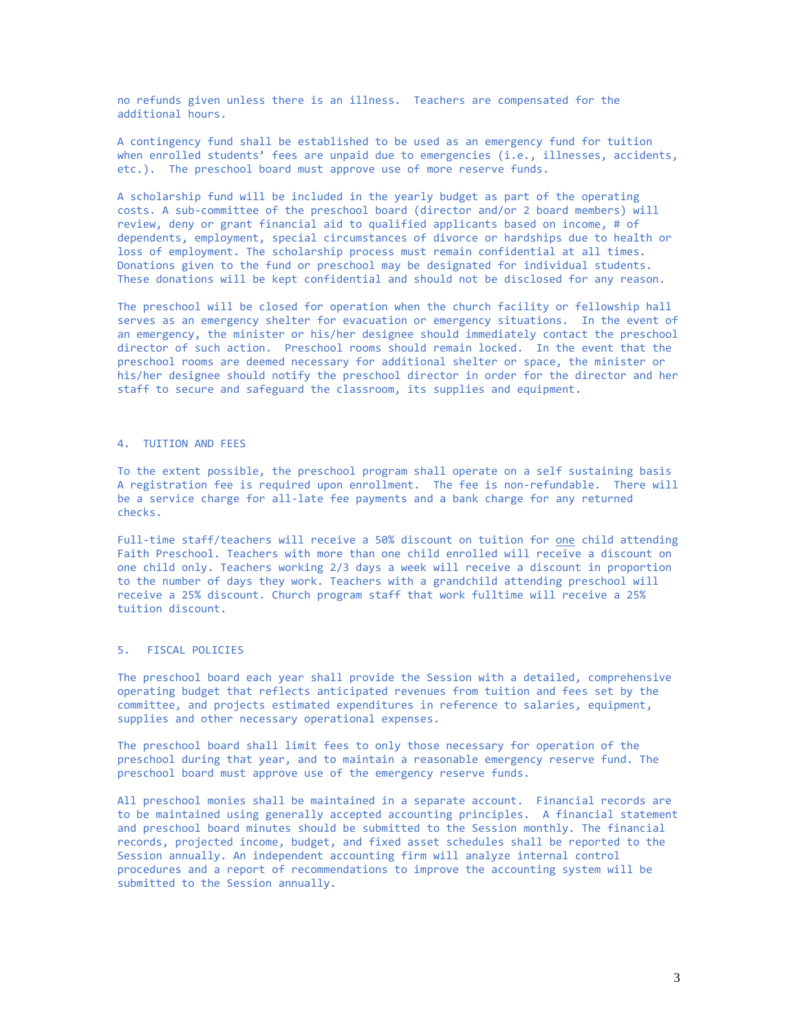no refunds given unless there is an illness. Teachers are compensated for the additional hours.

A contingency fund shall be established to be used as an emergency fund for tuition when enrolled students' fees are unpaid due to emergencies (i.e., illnesses, accidents, etc.). The preschool board must approve use of more reserve funds.

A scholarship fund will be included in the yearly budget as part of the operating costs. A sub-committee of the preschool board (director and/or 2 board members) will review, deny or grant financial aid to qualified applicants based on income, # of dependents, employment, special circumstances of divorce or hardships due to health or loss of employment. The scholarship process must remain confidential at all times. Donations given to the fund or preschool may be designated for individual students. These donations will be kept confidential and should not be disclosed for any reason.

The preschool will be closed for operation when the church facility or fellowship hall serves as an emergency shelter for evacuation or emergency situations. In the event of an emergency, the minister or his/her designee should immediately contact the preschool director of such action. Preschool rooms should remain locked. In the event that the preschool rooms are deemed necessary for additional shelter or space, the minister or his/her designee should notify the preschool director in order for the director and her staff to secure and safeguard the classroom, its supplies and equipment.

## 4. TUITION AND FEES

To the extent possible, the preschool program shall operate on a self sustaining basis A registration fee is required upon enrollment. The fee is non-refundable. There will be a service charge for all-late fee payments and a bank charge for any returned checks.

Full-time staff/teachers will receive a 50% discount on tuition for one child attending Faith Preschool. Teachers with more than one child enrolled will receive a discount on one child only. Teachers working 2/3 days a week will receive a discount in proportion to the number of days they work. Teachers with a grandchild attending preschool will receive a 25% discount. Church program staff that work fulltime will receive a 25% tuition discount.

## 5. FISCAL POLICIES

The preschool board each year shall provide the Session with a detailed, comprehensive operating budget that reflects anticipated revenues from tuition and fees set by the committee, and projects estimated expenditures in reference to salaries, equipment, supplies and other necessary operational expenses.

The preschool board shall limit fees to only those necessary for operation of the preschool during that year, and to maintain a reasonable emergency reserve fund. The preschool board must approve use of the emergency reserve funds.

All preschool monies shall be maintained in a separate account. Financial records are to be maintained using generally accepted accounting principles. A financial statement and preschool board minutes should be submitted to the Session monthly. The financial records, projected income, budget, and fixed asset schedules shall be reported to the Session annually. An independent accounting firm will analyze internal control procedures and a report of recommendations to improve the accounting system will be submitted to the Session annually.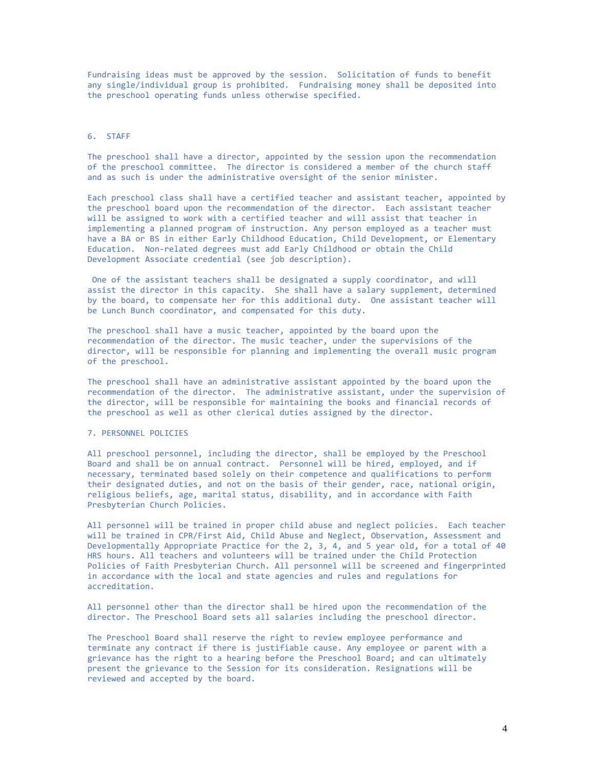Fundraising ideas must be approved by the session. Solicitation of funds to benefit any single/individual group is prohibited. Fundraising money shall be deposited into the preschool operating funds unless otherwise specified.

## 6. STAFF

The preschool shall have a director, appointed by the session upon the recommendation of the preschool committee. The director is considered a member of the church staff and as such is under the administrative oversight of the senior minister.

Each preschool class shall have a certified teacher and assistant teacher, appointed by the preschool board upon the recommendation of the director. Each assistant teacher will be assigned to work with a certified teacher and will assist that teacher in implementing a planned program of instruction. Any person employed as a teacher must have a BA or BS in either Early Childhood Education, Child Development, or Elementary Education. Non-related degrees must add Early Childhood or obtain the Child Development Associate credential (see job description).

One of the assistant teachers shall be designated a supply coordinator, and will assist the director in this capacity. She shall have a salary supplement, determined by the board, to compensate her for this additional duty. One assistant teacher will be Lunch Bunch coordinator, and compensated for this duty.

The preschool shall have a music teacher, appointed by the board upon the recommendation of the director. The music teacher, under the supervisions of the director, will be responsible for planning and implementing the overall music program of the preschool.

The preschool shall have an administrative assistant appointed by the board upon the recommendation of the director. The administrative assistant, under the supervision of the director, will be responsible for maintaining the books and financial records of the preschool as well as other clerical duties assigned by the director.

## 7. PERSONNEL POLICIES

All preschool personnel, including the director, shall be employed by the Preschool Board and shall be on annual contract. Personnel will be hired, employed, and if necessary, terminated based solely on their competence and qualifications to perform their designated duties, and not on the basis of their gender, race, national origin, religious beliefs, age, marital status, disability, and in accordance with Faith Presbyterian Church Policies.

All personnel will be trained in proper child abuse and neglect policies. Each teacher will be trained in CPR/First Aid, Child Abuse and Neglect, Observation, Assessment and Developmentally Appropriate Practice for the 2, 3, 4, and 5 year old, for a total of 40 HRS hours. All teachers and volunteers will be trained under the Child Protection Policies of Faith Presbyterian Church. All personnel will be screened and fingerprinted in accordance with the local and state agencies and rules and regulations for accreditation.

All personnel other than the director shall be hired upon the recommendation of the director. The Preschool Board sets all salaries including the preschool director.

The Preschool Board shall reserve the right to review employee performance and terminate any contract if there is justifiable cause. Any employee or parent with a grievance has the right to a hearing before the Preschool Board; and can ultimately present the grievance to the Session for its consideration. Resignations will be reviewed and accepted by the board.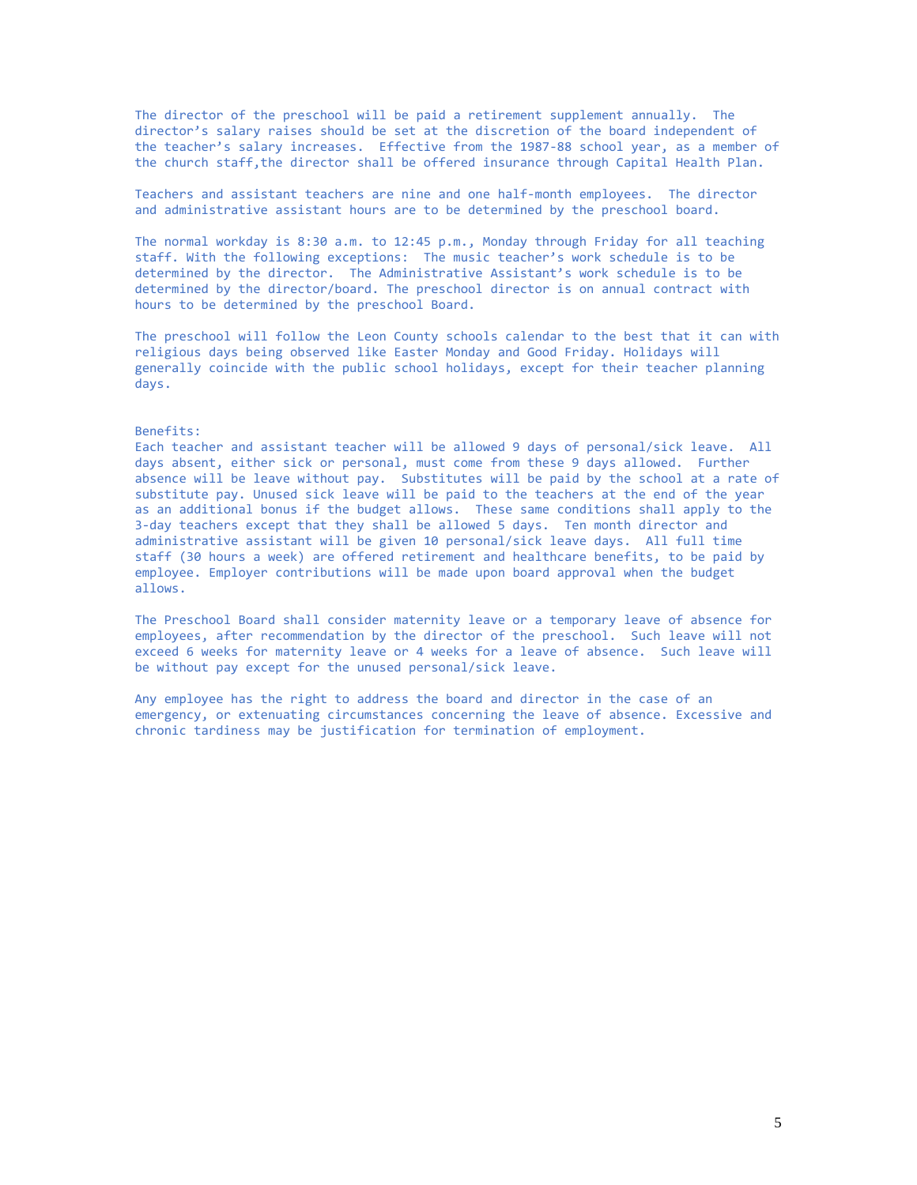The director of the preschool will be paid a retirement supplement annually. The director's salary raises should be set at the discretion of the board independent of the teacher's salary increases. Effective from the 1987-88 school year, as a member of the church staff,the director shall be offered insurance through Capital Health Plan.

Teachers and assistant teachers are nine and one half-month employees. The director and administrative assistant hours are to be determined by the preschool board.

The normal workday is 8:30 a.m. to 12:45 p.m., Monday through Friday for all teaching staff. With the following exceptions: The music teacher's work schedule is to be determined by the director. The Administrative Assistant's work schedule is to be determined by the director/board. The preschool director is on annual contract with hours to be determined by the preschool Board.

The preschool will follow the Leon County schools calendar to the best that it can with religious days being observed like Easter Monday and Good Friday. Holidays will generally coincide with the public school holidays, except for their teacher planning days.

Benefits:
Each teacher and assistant teacher will be allowed 9 days of personal/sick leave. All days absent, either sick or personal, must come from these 9 days allowed. Further absence will be leave without pay. Substitutes will be paid by the school at a rate of substitute pay. Unused sick leave will be paid to the teachers at the end of the year as an additional bonus if the budget allows. These same conditions shall apply to the 3-day teachers except that they shall be allowed 5 days. Ten month director and administrative assistant will be given 10 personal/sick leave days. All full time staff (30 hours a week) are offered retirement and healthcare benefits, to be paid by employee. Employer contributions will be made upon board approval when the budget allows.

The Preschool Board shall consider maternity leave or a temporary leave of absence for employees, after recommendation by the director of the preschool. Such leave will not exceed 6 weeks for maternity leave or 4 weeks for a leave of absence. Such leave will be without pay except for the unused personal/sick leave.

Any employee has the right to address the board and director in the case of an emergency, or extenuating circumstances concerning the leave of absence. Excessive and chronic tardiness may be justification for termination of employment.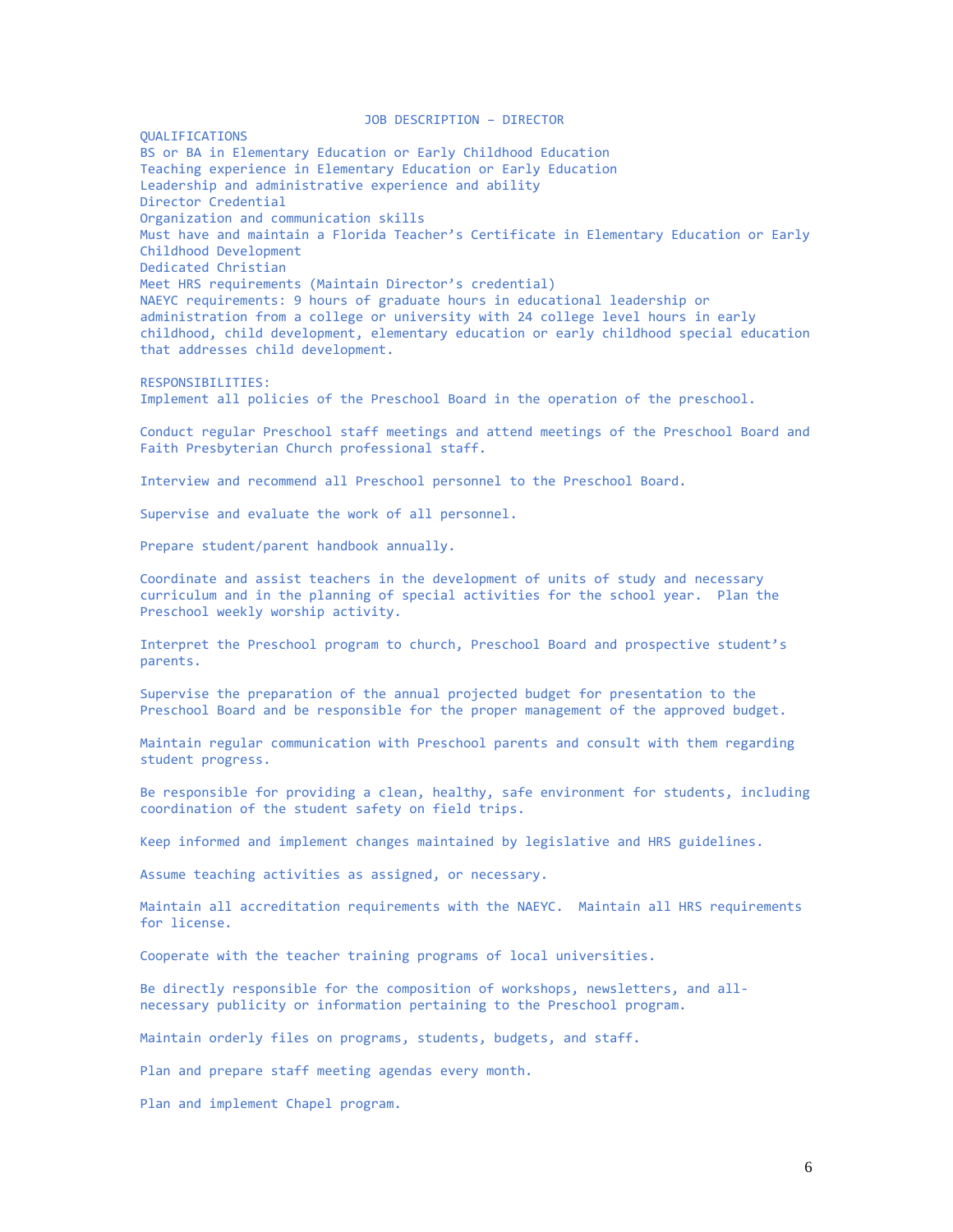# JOB DESCRIPTION – DIRECTOR

QUALIFICATIONS

BS or BA in Elementary Education or Early Childhood Education
Teaching experience in Elementary Education or Early Education
Leadership and administrative experience and ability
Director Credential
Organization and communication skills
Must have and maintain a Florida Teacher's Certificate in Elementary Education or Early Childhood Development
Dedicated Christian
Meet HRS requirements (Maintain Director's credential)
NAEYC requirements: 9 hours of graduate hours in educational leadership or administration from a college or university with 24 college level hours in early childhood, child development, elementary education or early childhood special education that addresses child development.

RESPONSIBILITIES:

Implement all policies of the Preschool Board in the operation of the preschool.

Conduct regular Preschool staff meetings and attend meetings of the Preschool Board and Faith Presbyterian Church professional staff.

Interview and recommend all Preschool personnel to the Preschool Board.

Supervise and evaluate the work of all personnel.

Prepare student/parent handbook annually.

Coordinate and assist teachers in the development of units of study and necessary curriculum and in the planning of special activities for the school year. Plan the Preschool weekly worship activity.

Interpret the Preschool program to church, Preschool Board and prospective student's parents.

Supervise the preparation of the annual projected budget for presentation to the Preschool Board and be responsible for the proper management of the approved budget.

Maintain regular communication with Preschool parents and consult with them regarding student progress.

Be responsible for providing a clean, healthy, safe environment for students, including coordination of the student safety on field trips.

Keep informed and implement changes maintained by legislative and HRS guidelines.

Assume teaching activities as assigned, or necessary.

Maintain all accreditation requirements with the NAEYC. Maintain all HRS requirements for license.

Cooperate with the teacher training programs of local universities.

Be directly responsible for the composition of workshops, newsletters, and all-necessary publicity or information pertaining to the Preschool program.

Maintain orderly files on programs, students, budgets, and staff.

Plan and prepare staff meeting agendas every month.

Plan and implement Chapel program.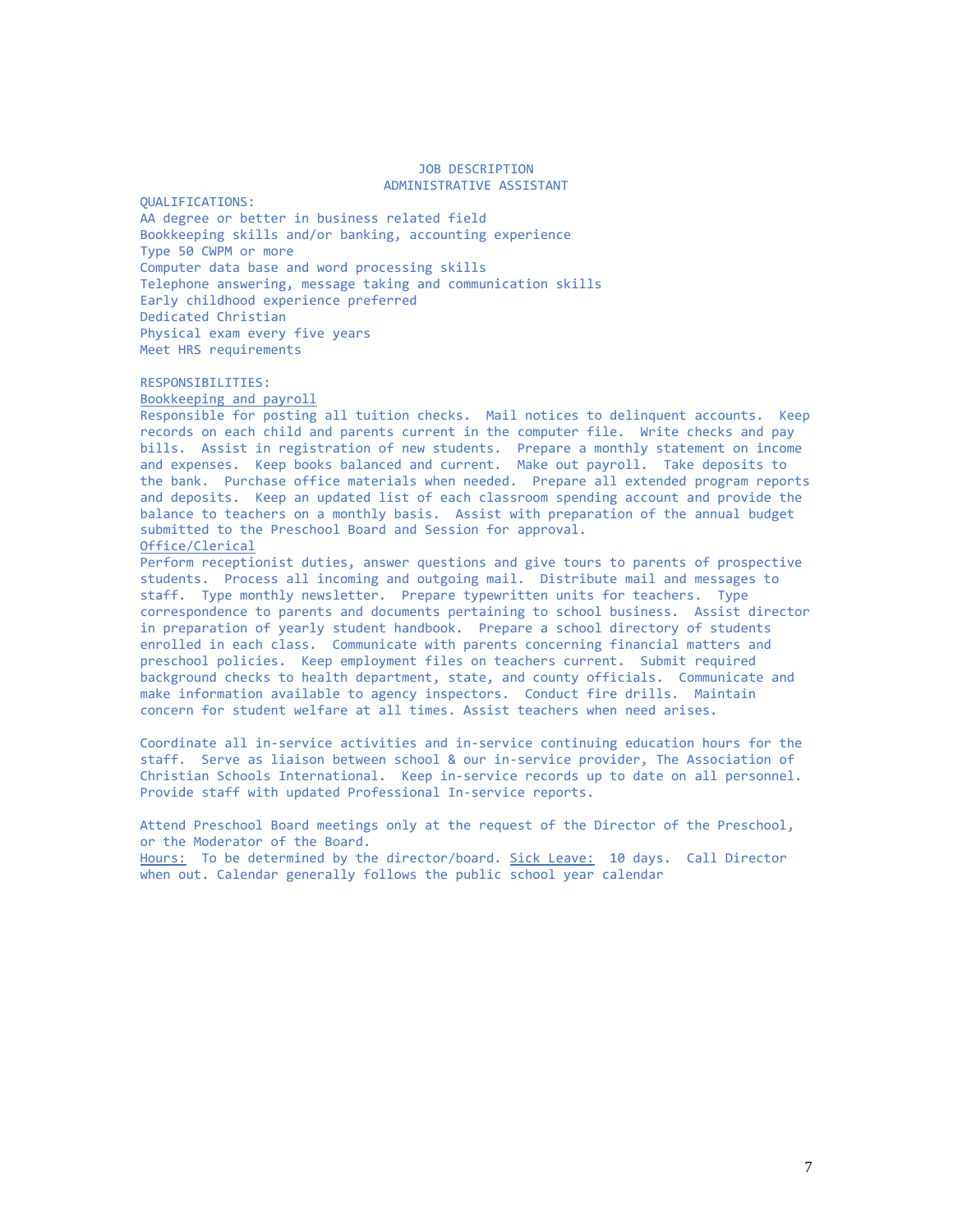# JOB DESCRIPTION
## ADMINISTRATIVE ASSISTANT

QUALIFICATIONS:

AA degree or better in business related field
Bookkeeping skills and/or banking, accounting experience
Type 50 CWPM or more
Computer data base and word processing skills
Telephone answering, message taking and communication skills
Early childhood experience preferred
Dedicated Christian
Physical exam every five years
Meet HRS requirements

RESPONSIBILITIES:

Bookkeeping and payroll

Responsible for posting all tuition checks. Mail notices to delinquent accounts. Keep records on each child and parents current in the computer file. Write checks and pay bills. Assist in registration of new students. Prepare a monthly statement on income and expenses. Keep books balanced and current. Make out payroll. Take deposits to the bank. Purchase office materials when needed. Prepare all extended program reports and deposits. Keep an updated list of each classroom spending account and provide the balance to teachers on a monthly basis. Assist with preparation of the annual budget submitted to the Preschool Board and Session for approval.

Office/Clerical

Perform receptionist duties, answer questions and give tours to parents of prospective students. Process all incoming and outgoing mail. Distribute mail and messages to staff. Type monthly newsletter. Prepare typewritten units for teachers. Type correspondence to parents and documents pertaining to school business. Assist director in preparation of yearly student handbook. Prepare a school directory of students enrolled in each class. Communicate with parents concerning financial matters and preschool policies. Keep employment files on teachers current. Submit required background checks to health department, state, and county officials. Communicate and make information available to agency inspectors. Conduct fire drills. Maintain concern for student welfare at all times. Assist teachers when need arises.

Coordinate all in-service activities and in-service continuing education hours for the staff. Serve as liaison between school & our in-service provider, The Association of Christian Schools International. Keep in-service records up to date on all personnel. Provide staff with updated Professional In-service reports.

Attend Preschool Board meetings only at the request of the Director of the Preschool, or the Moderator of the Board.
Hours: To be determined by the director/board. Sick Leave: 10 days. Call Director when out. Calendar generally follows the public school year calendar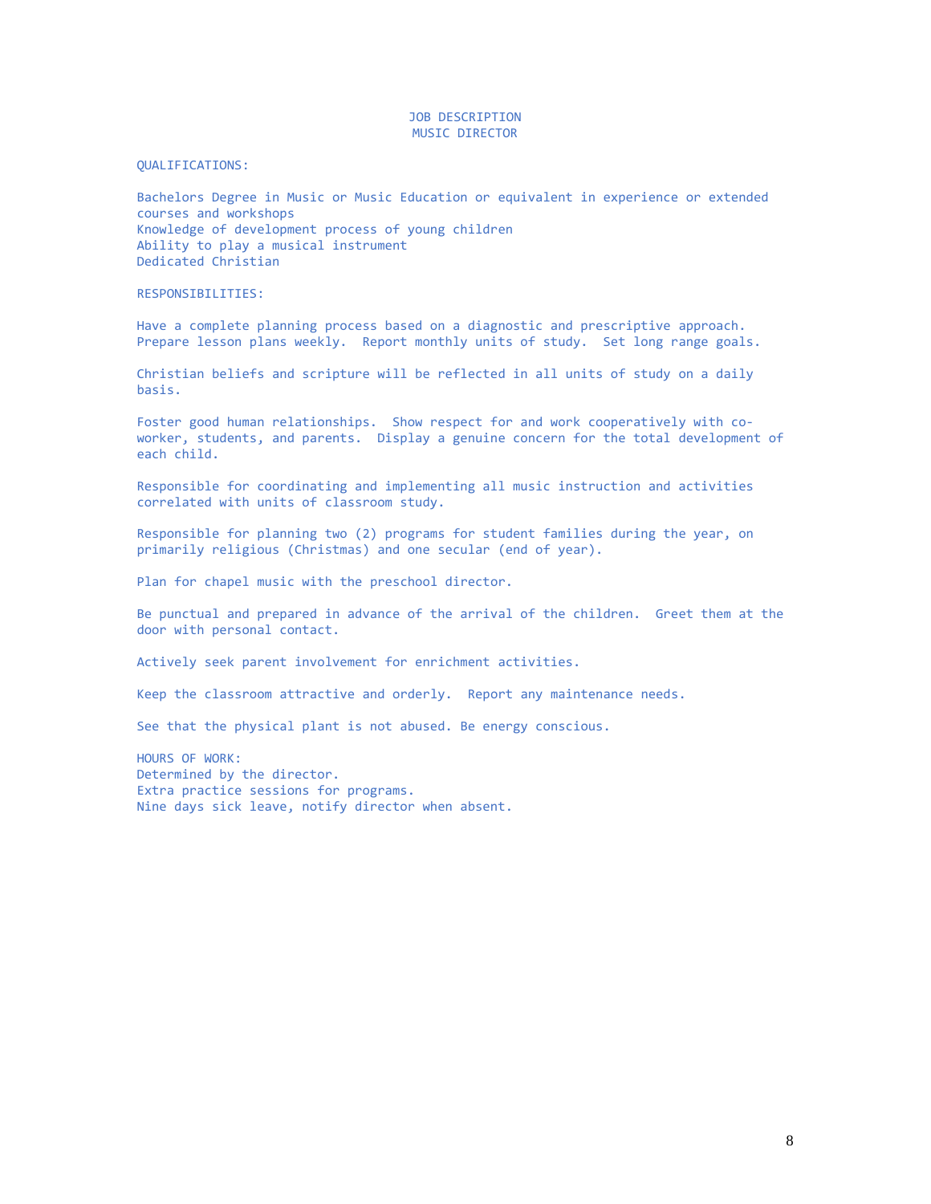# JOB DESCRIPTION
## MUSIC DIRECTOR

**QUALIFICATIONS:**

Bachelors Degree in Music or Music Education or equivalent in experience or extended courses and workshops
Knowledge of development process of young children
Ability to play a musical instrument
Dedicated Christian

**RESPONSIBILITIES:**

Have a complete planning process based on a diagnostic and prescriptive approach. Prepare lesson plans weekly. Report monthly units of study. Set long range goals.

Christian beliefs and scripture will be reflected in all units of study on a daily basis.

Foster good human relationships. Show respect for and work cooperatively with co-worker, students, and parents. Display a genuine concern for the total development of each child.

Responsible for coordinating and implementing all music instruction and activities correlated with units of classroom study.

Responsible for planning two (2) programs for student families during the year, on primarily religious (Christmas) and one secular (end of year).

Plan for chapel music with the preschool director.

Be punctual and prepared in advance of the arrival of the children. Greet them at the door with personal contact.

Actively seek parent involvement for enrichment activities.

Keep the classroom attractive and orderly. Report any maintenance needs.

See that the physical plant is not abused. Be energy conscious.

**HOURS OF WORK:**
Determined by the director.
Extra practice sessions for programs.
Nine days sick leave, notify director when absent.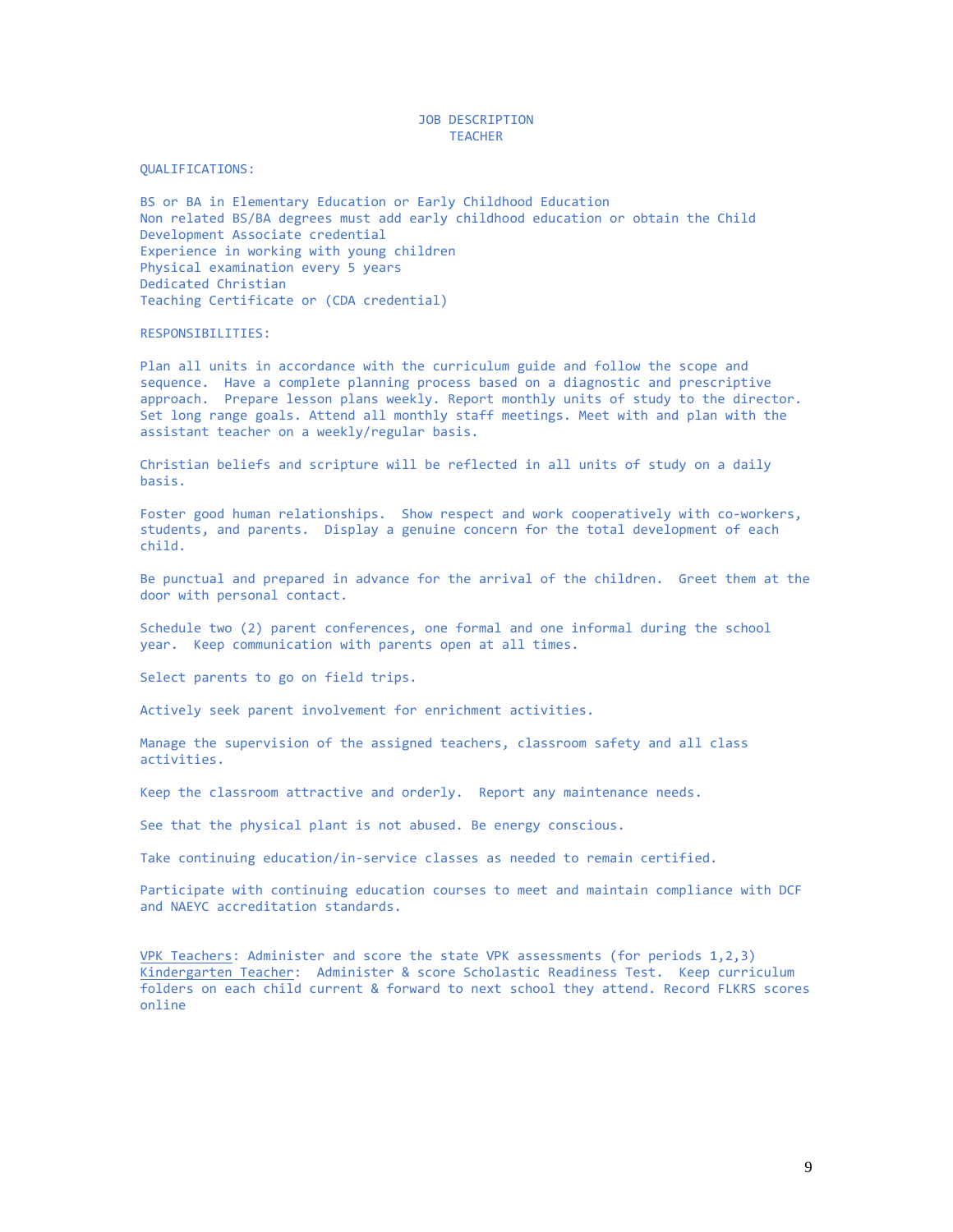# JOB DESCRIPTION
## TEACHER

QUALIFICATIONS:

BS or BA in Elementary Education or Early Childhood Education
Non related BS/BA degrees must add early childhood education or obtain the Child Development Associate credential
Experience in working with young children
Physical examination every 5 years
Dedicated Christian
Teaching Certificate or (CDA credential)

RESPONSIBILITIES:

Plan all units in accordance with the curriculum guide and follow the scope and sequence. Have a complete planning process based on a diagnostic and prescriptive approach. Prepare lesson plans weekly. Report monthly units of study to the director. Set long range goals. Attend all monthly staff meetings. Meet with and plan with the assistant teacher on a weekly/regular basis.

Christian beliefs and scripture will be reflected in all units of study on a daily basis.

Foster good human relationships. Show respect and work cooperatively with co-workers, students, and parents. Display a genuine concern for the total development of each child.

Be punctual and prepared in advance for the arrival of the children. Greet them at the door with personal contact.

Schedule two (2) parent conferences, one formal and one informal during the school year. Keep communication with parents open at all times.

Select parents to go on field trips.

Actively seek parent involvement for enrichment activities.

Manage the supervision of the assigned teachers, classroom safety and all class activities.

Keep the classroom attractive and orderly. Report any maintenance needs.

See that the physical plant is not abused. Be energy conscious.

Take continuing education/in-service classes as needed to remain certified.

Participate with continuing education courses to meet and maintain compliance with DCF and NAEYC accreditation standards.

<u>VPK Teachers</u>: Administer and score the state VPK assessments (for periods 1,2,3)
<u>Kindergarten Teacher</u>: Administer & score Scholastic Readiness Test. Keep curriculum folders on each child current & forward to next school they attend. Record FLKRS scores online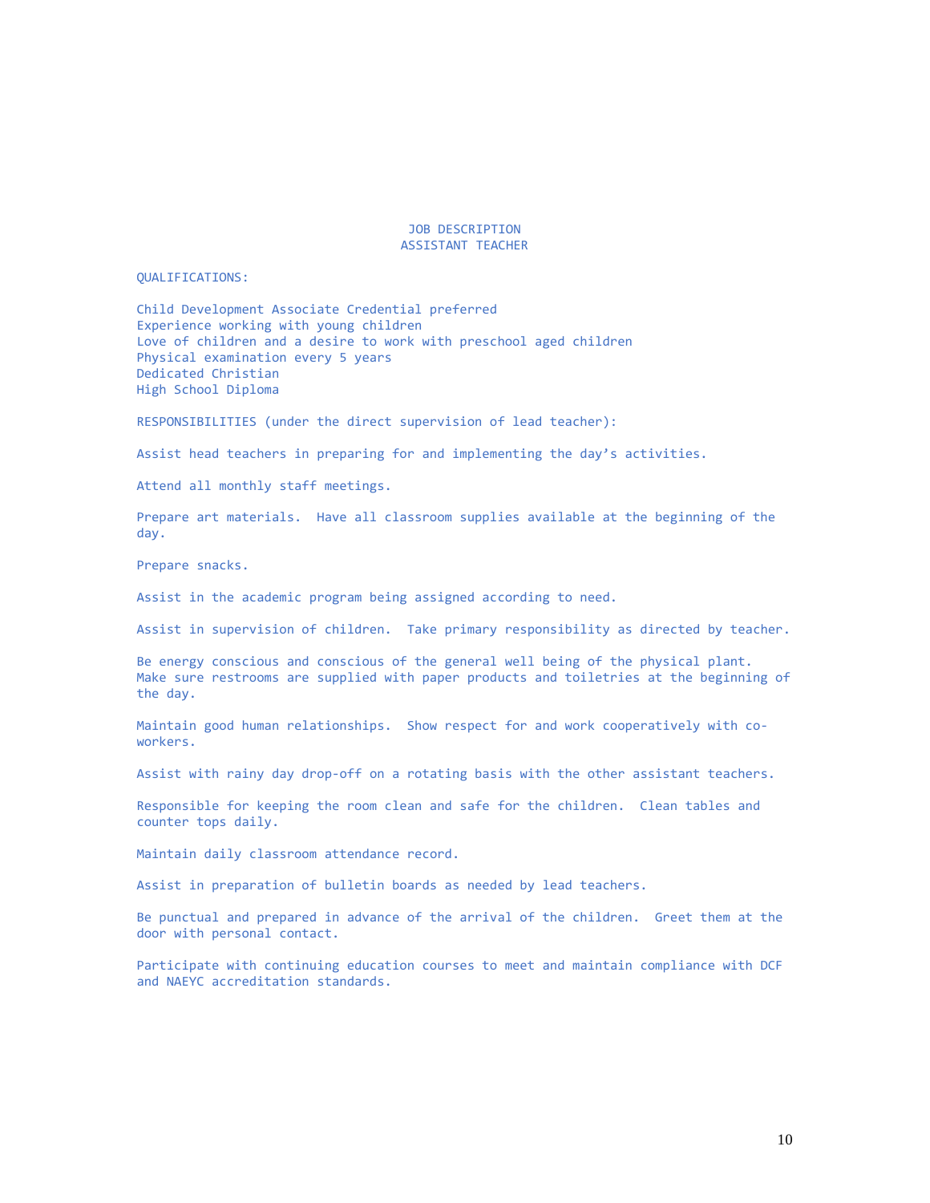# JOB DESCRIPTION
## ASSISTANT TEACHER

QUALIFICATIONS:

Child Development Associate Credential preferred
Experience working with young children
Love of children and a desire to work with preschool aged children
Physical examination every 5 years
Dedicated Christian
High School Diploma

RESPONSIBILITIES (under the direct supervision of lead teacher):

Assist head teachers in preparing for and implementing the day's activities.

Attend all monthly staff meetings.

Prepare art materials. Have all classroom supplies available at the beginning of the day.

Prepare snacks.

Assist in the academic program being assigned according to need.

Assist in supervision of children. Take primary responsibility as directed by teacher.

Be energy conscious and conscious of the general well being of the physical plant. Make sure restrooms are supplied with paper products and toiletries at the beginning of the day.

Maintain good human relationships. Show respect for and work cooperatively with co-workers.

Assist with rainy day drop-off on a rotating basis with the other assistant teachers.

Responsible for keeping the room clean and safe for the children. Clean tables and counter tops daily.

Maintain daily classroom attendance record.

Assist in preparation of bulletin boards as needed by lead teachers.

Be punctual and prepared in advance of the arrival of the children. Greet them at the door with personal contact.

Participate with continuing education courses to meet and maintain compliance with DCF and NAEYC accreditation standards.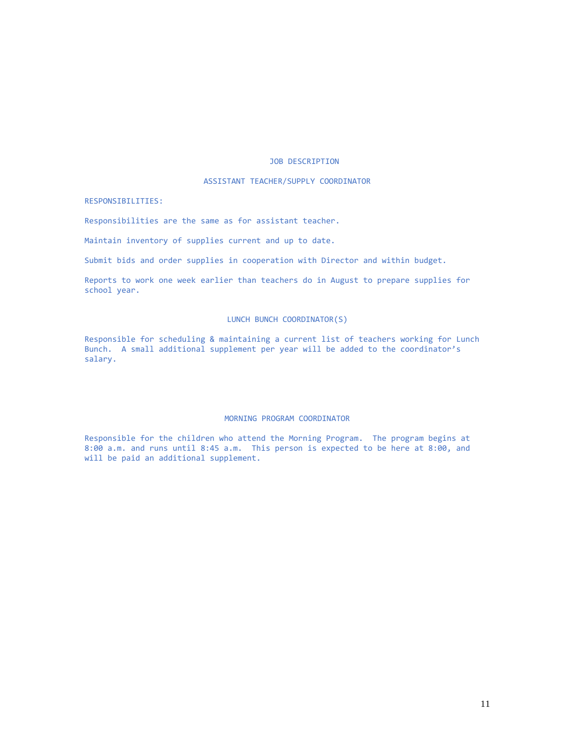# JOB DESCRIPTION

## ASSISTANT TEACHER/SUPPLY COORDINATOR

RESPONSIBILITIES:

Responsibilities are the same as for assistant teacher.

Maintain inventory of supplies current and up to date.

Submit bids and order supplies in cooperation with Director and within budget.

Reports to work one week earlier than teachers do in August to prepare supplies for school year.

## LUNCH BUNCH COORDINATOR(S)

Responsible for scheduling & maintaining a current list of teachers working for Lunch Bunch. A small additional supplement per year will be added to the coordinator's salary.

## MORNING PROGRAM COORDINATOR

Responsible for the children who attend the Morning Program. The program begins at 8:00 a.m. and runs until 8:45 a.m. This person is expected to be here at 8:00, and will be paid an additional supplement.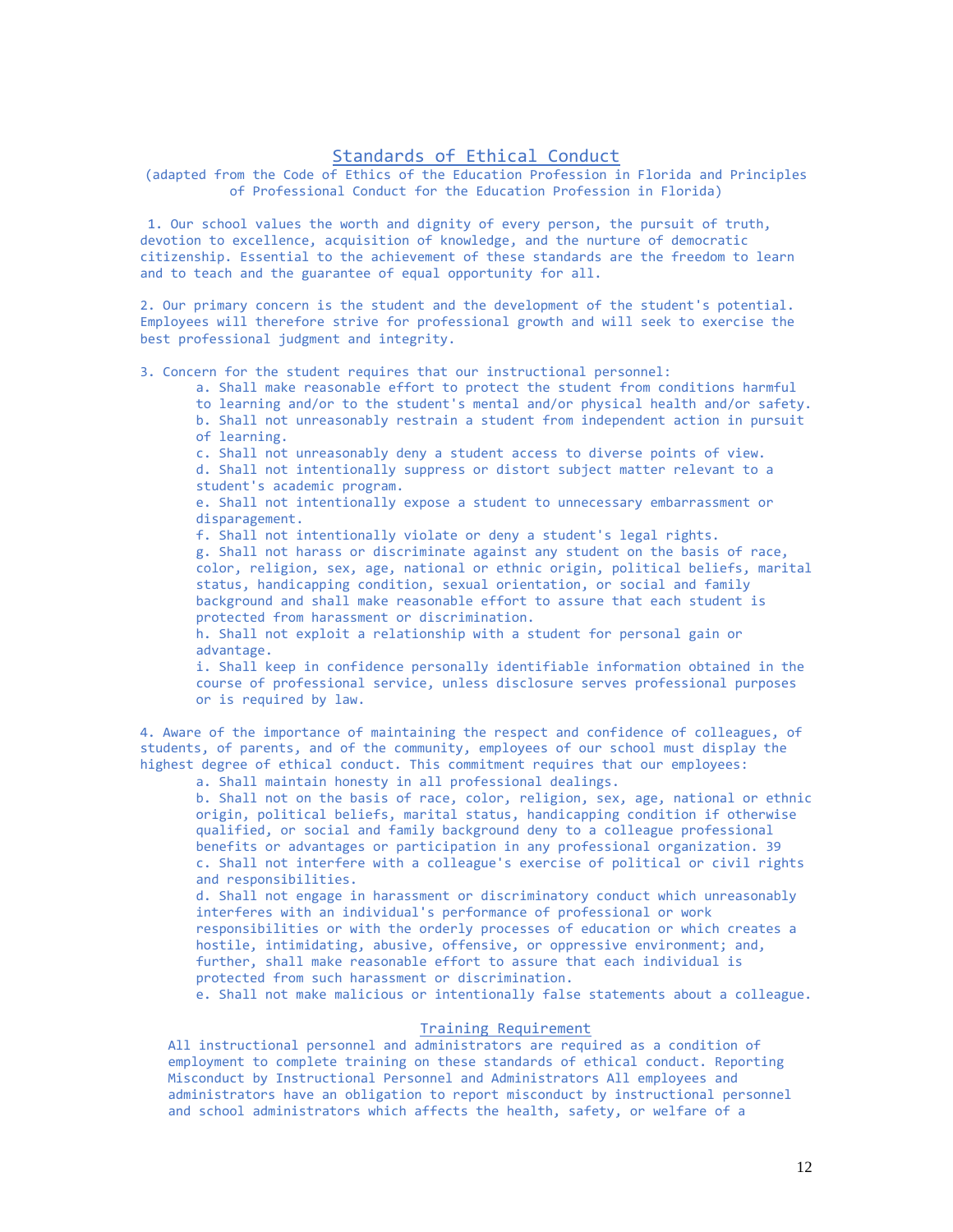## Standards of Ethical Conduct

(adapted from the Code of Ethics of the Education Profession in Florida and Principles of Professional Conduct for the Education Profession in Florida)

1. Our school values the worth and dignity of every person, the pursuit of truth, devotion to excellence, acquisition of knowledge, and the nurture of democratic citizenship. Essential to the achievement of these standards are the freedom to learn and to teach and the guarantee of equal opportunity for all.

2. Our primary concern is the student and the development of the student's potential. Employees will therefore strive for professional growth and will seek to exercise the best professional judgment and integrity.

3. Concern for the student requires that our instructional personnel:
   - a. Shall make reasonable effort to protect the student from conditions harmful to learning and/or to the student's mental and/or physical health and/or safety.
   - b. Shall not unreasonably restrain a student from independent action in pursuit of learning.
   - c. Shall not unreasonably deny a student access to diverse points of view.
   - d. Shall not intentionally suppress or distort subject matter relevant to a student's academic program.
   - e. Shall not intentionally expose a student to unnecessary embarrassment or disparagement.
   - f. Shall not intentionally violate or deny a student's legal rights.
   - g. Shall not harass or discriminate against any student on the basis of race, color, religion, sex, age, national or ethnic origin, political beliefs, marital status, handicapping condition, sexual orientation, or social and family background and shall make reasonable effort to assure that each student is protected from harassment or discrimination.
   - h. Shall not exploit a relationship with a student for personal gain or advantage.
   - i. Shall keep in confidence personally identifiable information obtained in the course of professional service, unless disclosure serves professional purposes or is required by law.

4. Aware of the importance of maintaining the respect and confidence of colleagues, of students, of parents, and of the community, employees of our school must display the highest degree of ethical conduct. This commitment requires that our employees:
   - a. Shall maintain honesty in all professional dealings.
   - b. Shall not on the basis of race, color, religion, sex, age, national or ethnic origin, political beliefs, marital status, handicapping condition if otherwise qualified, or social and family background deny to a colleague professional benefits or advantages or participation in any professional organization. 39
   - c. Shall not interfere with a colleague's exercise of political or civil rights and responsibilities.
   - d. Shall not engage in harassment or discriminatory conduct which unreasonably interferes with an individual's performance of professional or work responsibilities or with the orderly processes of education or which creates a hostile, intimidating, abusive, offensive, or oppressive environment; and, further, shall make reasonable effort to assure that each individual is protected from such harassment or discrimination.
   - e. Shall not make malicious or intentionally false statements about a colleague.

### Training Requirement

All instructional personnel and administrators are required as a condition of employment to complete training on these standards of ethical conduct. Reporting Misconduct by Instructional Personnel and Administrators All employees and administrators have an obligation to report misconduct by instructional personnel and school administrators which affects the health, safety, or welfare of a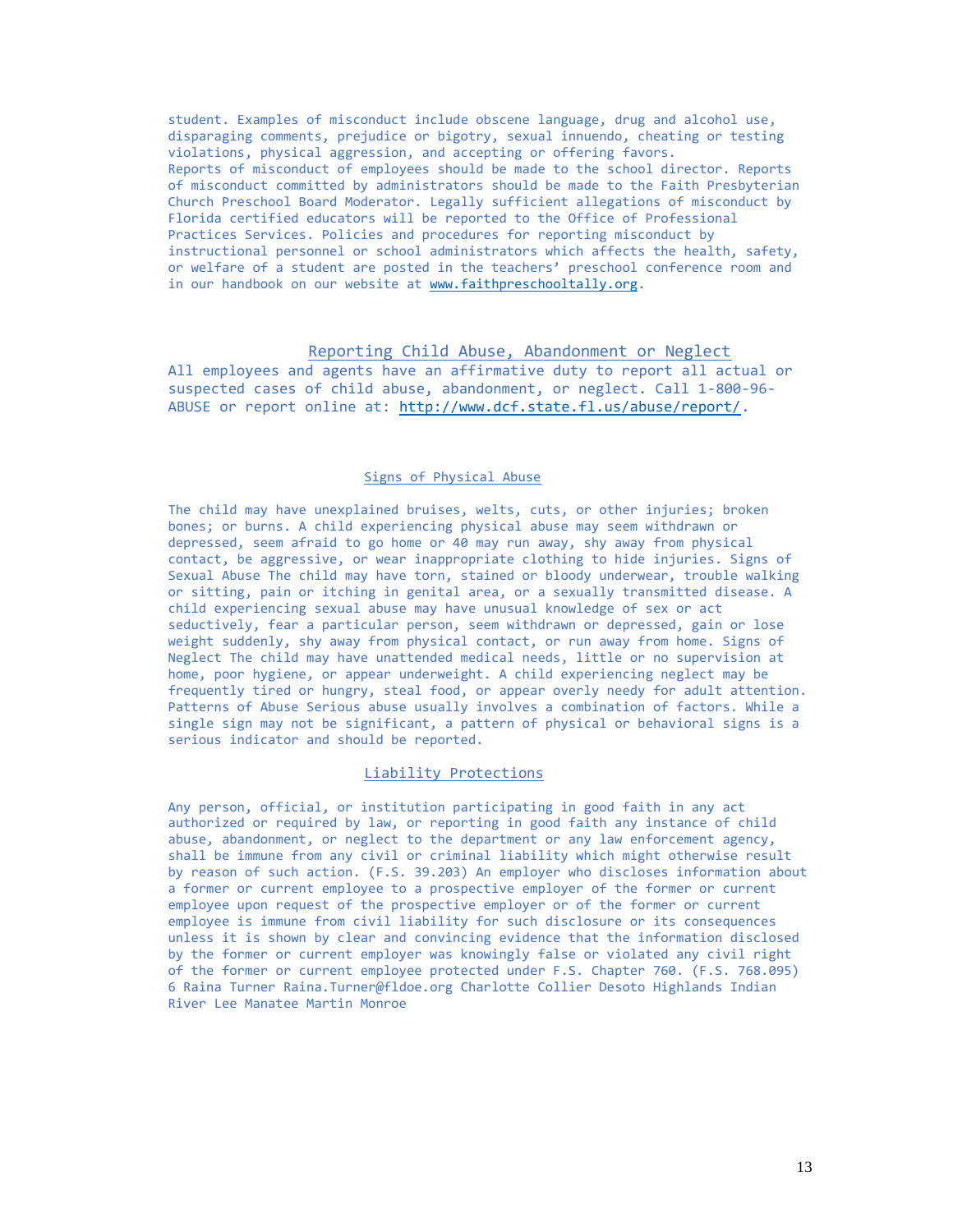student. Examples of misconduct include obscene language, drug and alcohol use, disparaging comments, prejudice or bigotry, sexual innuendo, cheating or testing violations, physical aggression, and accepting or offering favors.
Reports of misconduct of employees should be made to the school director. Reports of misconduct committed by administrators should be made to the Faith Presbyterian Church Preschool Board Moderator. Legally sufficient allegations of misconduct by Florida certified educators will be reported to the Office of Professional Practices Services. Policies and procedures for reporting misconduct by instructional personnel or school administrators which affects the health, safety, or welfare of a student are posted in the teachers' preschool conference room and in our handbook on our website at www.faithpreschooltally.org.

## Reporting Child Abuse, Abandonment or Neglect

All employees and agents have an affirmative duty to report all actual or suspected cases of child abuse, abandonment, or neglect. Call 1-800-96-ABUSE or report online at: http://www.dcf.state.fl.us/abuse/report/.

### Signs of Physical Abuse

The child may have unexplained bruises, welts, cuts, or other injuries; broken bones; or burns. A child experiencing physical abuse may seem withdrawn or depressed, seem afraid to go home or 40 may run away, shy away from physical contact, be aggressive, or wear inappropriate clothing to hide injuries. Signs of Sexual Abuse The child may have torn, stained or bloody underwear, trouble walking or sitting, pain or itching in genital area, or a sexually transmitted disease. A child experiencing sexual abuse may have unusual knowledge of sex or act seductively, fear a particular person, seem withdrawn or depressed, gain or lose weight suddenly, shy away from physical contact, or run away from home. Signs of Neglect The child may have unattended medical needs, little or no supervision at home, poor hygiene, or appear underweight. A child experiencing neglect may be frequently tired or hungry, steal food, or appear overly needy for adult attention. Patterns of Abuse Serious abuse usually involves a combination of factors. While a single sign may not be significant, a pattern of physical or behavioral signs is a serious indicator and should be reported.

### Liability Protections

Any person, official, or institution participating in good faith in any act authorized or required by law, or reporting in good faith any instance of child abuse, abandonment, or neglect to the department or any law enforcement agency, shall be immune from any civil or criminal liability which might otherwise result by reason of such action. (F.S. 39.203) An employer who discloses information about a former or current employee to a prospective employer of the former or current employee upon request of the prospective employer or of the former or current employee is immune from civil liability for such disclosure or its consequences unless it is shown by clear and convincing evidence that the information disclosed by the former or current employer was knowingly false or violated any civil right of the former or current employee protected under F.S. Chapter 760. (F.S. 768.095) 6 Raina Turner Raina.Turner@fldoe.org Charlotte Collier Desoto Highlands Indian River Lee Manatee Martin Monroe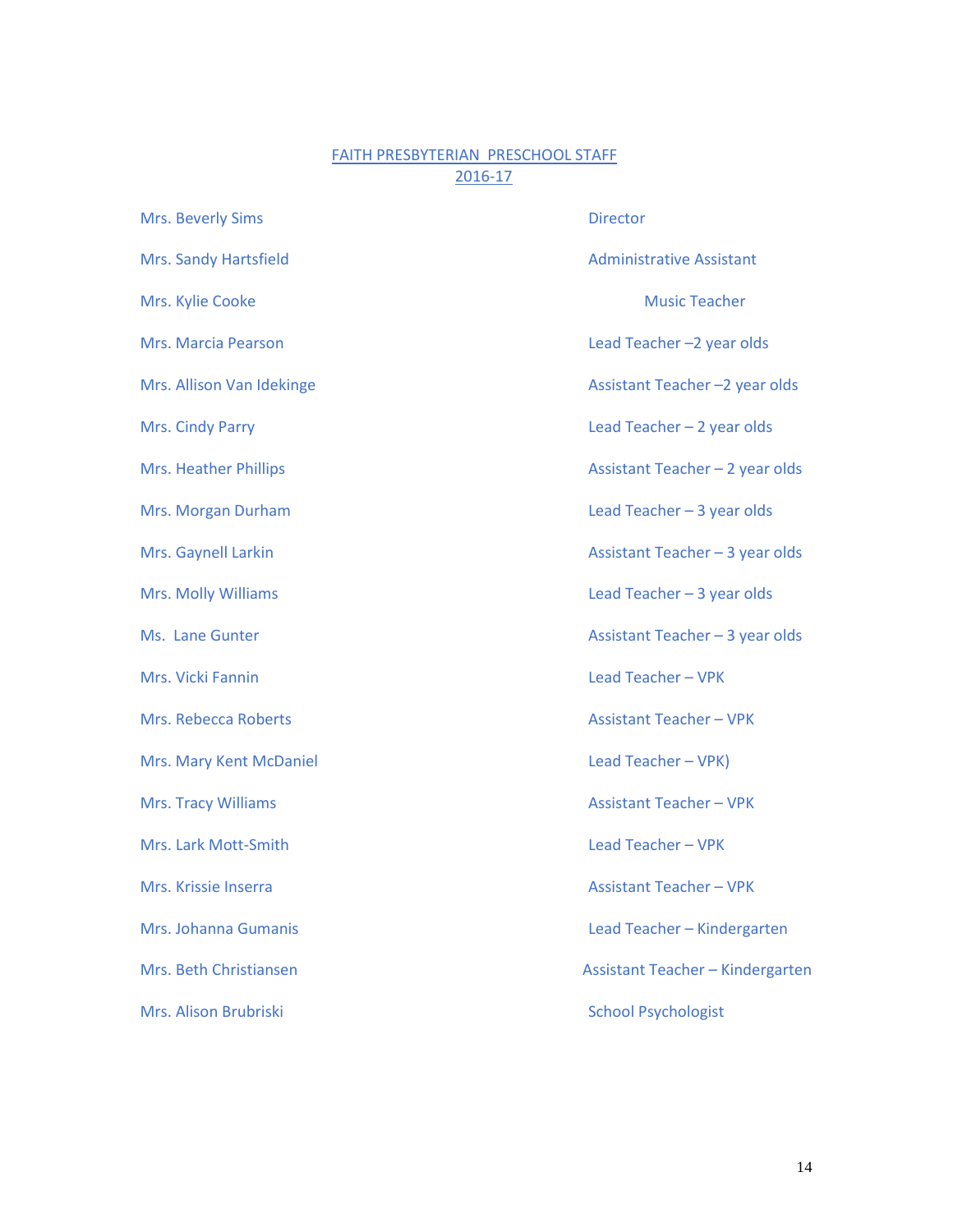# FAITH PRESBYTERIAN PRESCHOOL STAFF
## 2016-17

| | |
|---|---|
| Mrs. Beverly Sims | Director |
| Mrs. Sandy Hartsfield | Administrative Assistant |
| Mrs. Kylie Cooke | Music Teacher |
| Mrs. Marcia Pearson | Lead Teacher –2 year olds |
| Mrs. Allison Van Idekinge | Assistant Teacher –2 year olds |
| Mrs. Cindy Parry | Lead Teacher – 2 year olds |
| Mrs. Heather Phillips | Assistant Teacher – 2 year olds |
| Mrs. Morgan Durham | Lead Teacher – 3 year olds |
| Mrs. Gaynell Larkin | Assistant Teacher – 3 year olds |
| Mrs. Molly Williams | Lead Teacher – 3 year olds |
| Ms. Lane Gunter | Assistant Teacher – 3 year olds |
| Mrs. Vicki Fannin | Lead Teacher – VPK |
| Mrs. Rebecca Roberts | Assistant Teacher – VPK |
| Mrs. Mary Kent McDaniel | Lead Teacher – VPK) |
| Mrs. Tracy Williams | Assistant Teacher – VPK |
| Mrs. Lark Mott-Smith | Lead Teacher – VPK |
| Mrs. Krissie Inserra | Assistant Teacher – VPK |
| Mrs. Johanna Gumanis | Lead Teacher – Kindergarten |
| Mrs. Beth Christiansen | Assistant Teacher – Kindergarten |
| Mrs. Alison Brubriski | School Psychologist |